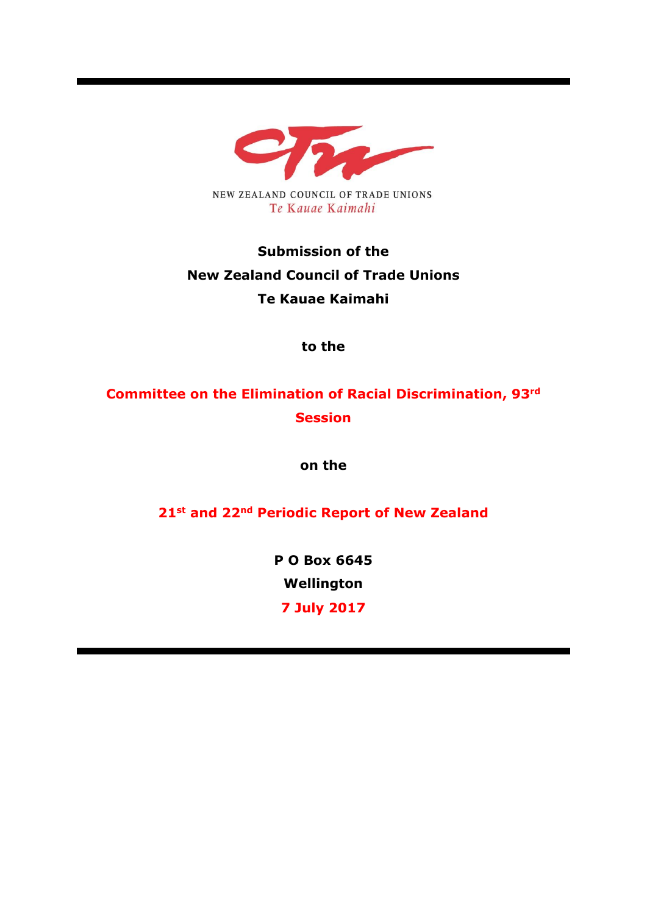NEW ZEALAND COUNCIL OF TRADE UNIONS
Te Kauae Kaimahi

**Submission of the**
**New Zealand Council of Trade Unions**
**Te Kauae Kaimahi**

**to the**

**Committee on the Elimination of Racial Discrimination, 93rd Session**

**on the**

**21st and 22nd Periodic Report of New Zealand**

**P O Box 6645**
**Wellington**
**7 July 2017**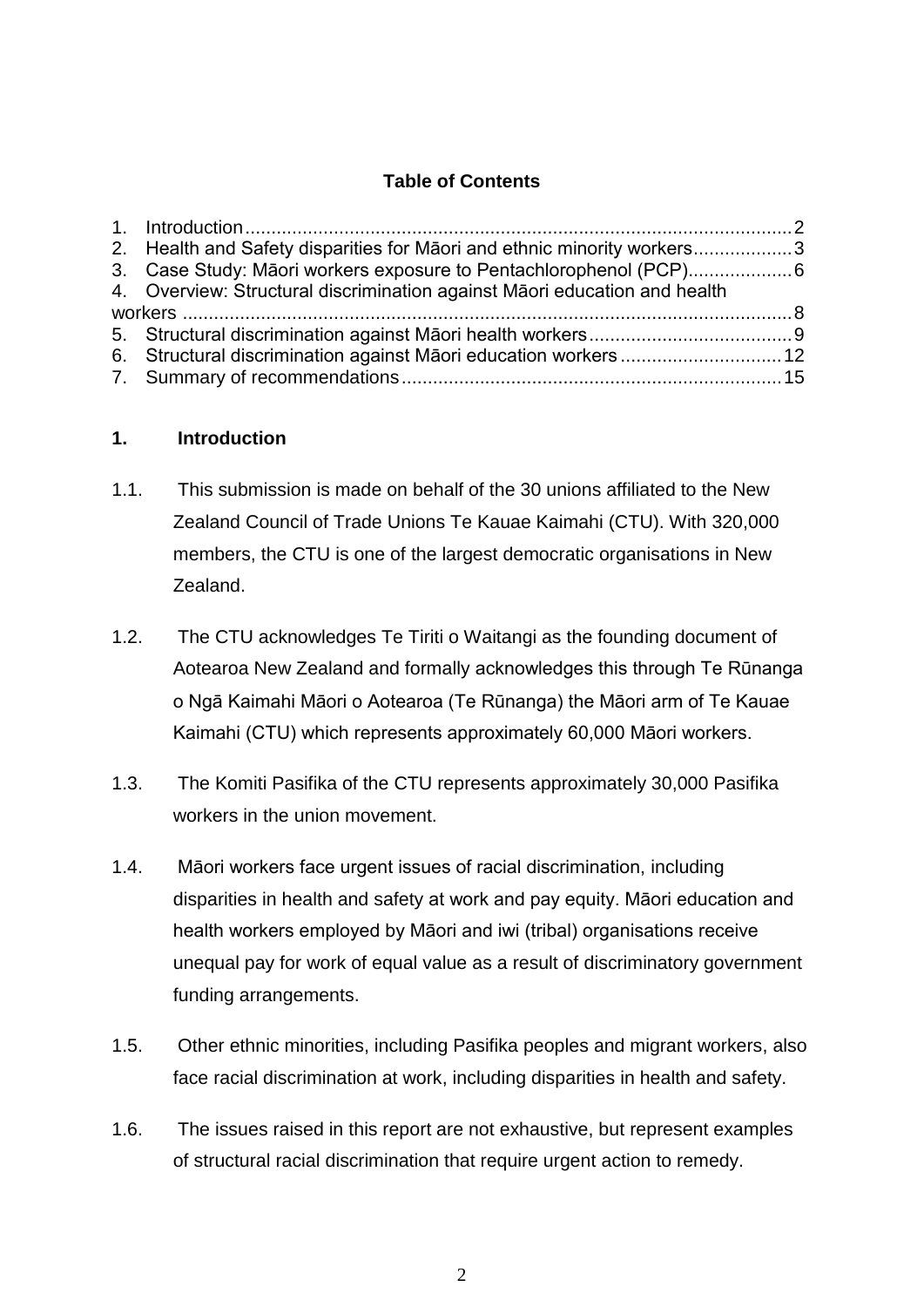**Table of Contents**

1. Introduction ........................................................................................................ 2
2. Health and Safety disparities for Māori and ethnic minority workers ................... 3
3. Case Study: Māori workers exposure to Pentachlorophenol (PCP) ..................... 6
4. Overview: Structural discrimination against Māori education and health workers ..................................................................................................................... 8
5. Structural discrimination against Māori health workers ....................................... 9
6. Structural discrimination against Māori education workers ............................... 12
7. Summary of recommendations ......................................................................... 15

## 1. Introduction

1.1. This submission is made on behalf of the 30 unions affiliated to the New Zealand Council of Trade Unions Te Kauae Kaimahi (CTU). With 320,000 members, the CTU is one of the largest democratic organisations in New Zealand.

1.2. The CTU acknowledges Te Tiriti o Waitangi as the founding document of Aotearoa New Zealand and formally acknowledges this through Te Rūnanga o Ngā Kaimahi Māori o Aotearoa (Te Rūnanga) the Māori arm of Te Kauae Kaimahi (CTU) which represents approximately 60,000 Māori workers.

1.3. The Komiti Pasifika of the CTU represents approximately 30,000 Pasifika workers in the union movement.

1.4. Māori workers face urgent issues of racial discrimination, including disparities in health and safety at work and pay equity. Māori education and health workers employed by Māori and iwi (tribal) organisations receive unequal pay for work of equal value as a result of discriminatory government funding arrangements.

1.5. Other ethnic minorities, including Pasifika peoples and migrant workers, also face racial discrimination at work, including disparities in health and safety.

1.6. The issues raised in this report are not exhaustive, but represent examples of structural racial discrimination that require urgent action to remedy.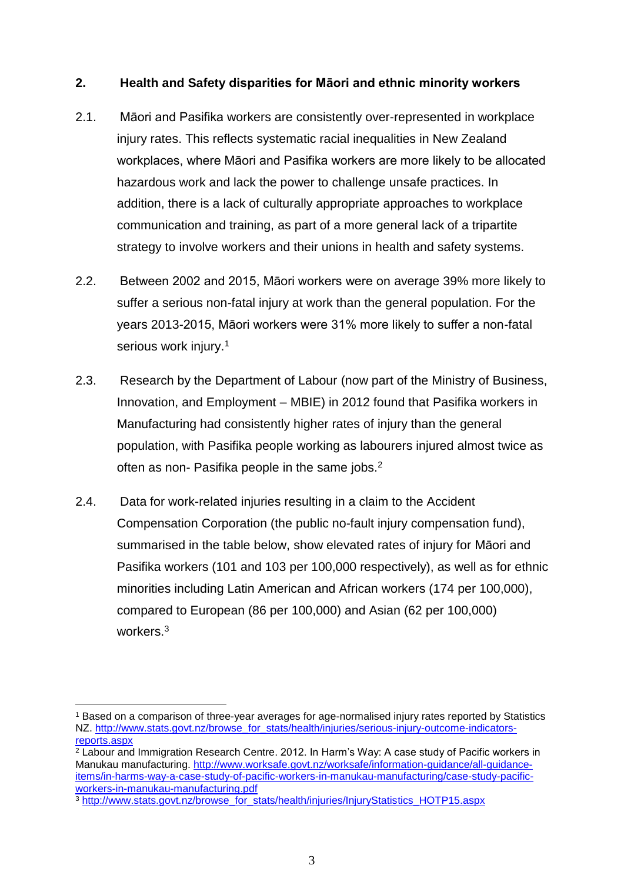## 2. Health and Safety disparities for Māori and ethnic minority workers

2.1. Māori and Pasifika workers are consistently over-represented in workplace injury rates. This reflects systematic racial inequalities in New Zealand workplaces, where Māori and Pasifika workers are more likely to be allocated hazardous work and lack the power to challenge unsafe practices. In addition, there is a lack of culturally appropriate approaches to workplace communication and training, as part of a more general lack of a tripartite strategy to involve workers and their unions in health and safety systems.

2.2. Between 2002 and 2015, Māori workers were on average 39% more likely to suffer a serious non-fatal injury at work than the general population. For the years 2013-2015, Māori workers were 31% more likely to suffer a non-fatal serious work injury.[1]

2.3. Research by the Department of Labour (now part of the Ministry of Business, Innovation, and Employment – MBIE) in 2012 found that Pasifika workers in Manufacturing had consistently higher rates of injury than the general population, with Pasifika people working as labourers injured almost twice as often as non- Pasifika people in the same jobs.[2]

2.4. Data for work-related injuries resulting in a claim to the Accident Compensation Corporation (the public no-fault injury compensation fund), summarised in the table below, show elevated rates of injury for Māori and Pasifika workers (101 and 103 per 100,000 respectively), as well as for ethnic minorities including Latin American and African workers (174 per 100,000), compared to European (86 per 100,000) and Asian (62 per 100,000) workers.[3]

---

[1] Based on a comparison of three-year averages for age-normalised injury rates reported by Statistics NZ. http://www.stats.govt.nz/browse_for_stats/health/injuries/serious-injury-outcome-indicators-reports.aspx

[2] Labour and Immigration Research Centre. 2012. In Harm's Way: A case study of Pacific workers in Manukau manufacturing. http://www.worksafe.govt.nz/worksafe/information-guidance/all-guidance-items/in-harms-way-a-case-study-of-pacific-workers-in-manukau-manufacturing/case-study-pacific-workers-in-manukau-manufacturing.pdf

[3] http://www.stats.govt.nz/browse_for_stats/health/injuries/InjuryStatistics_HOTP15.aspx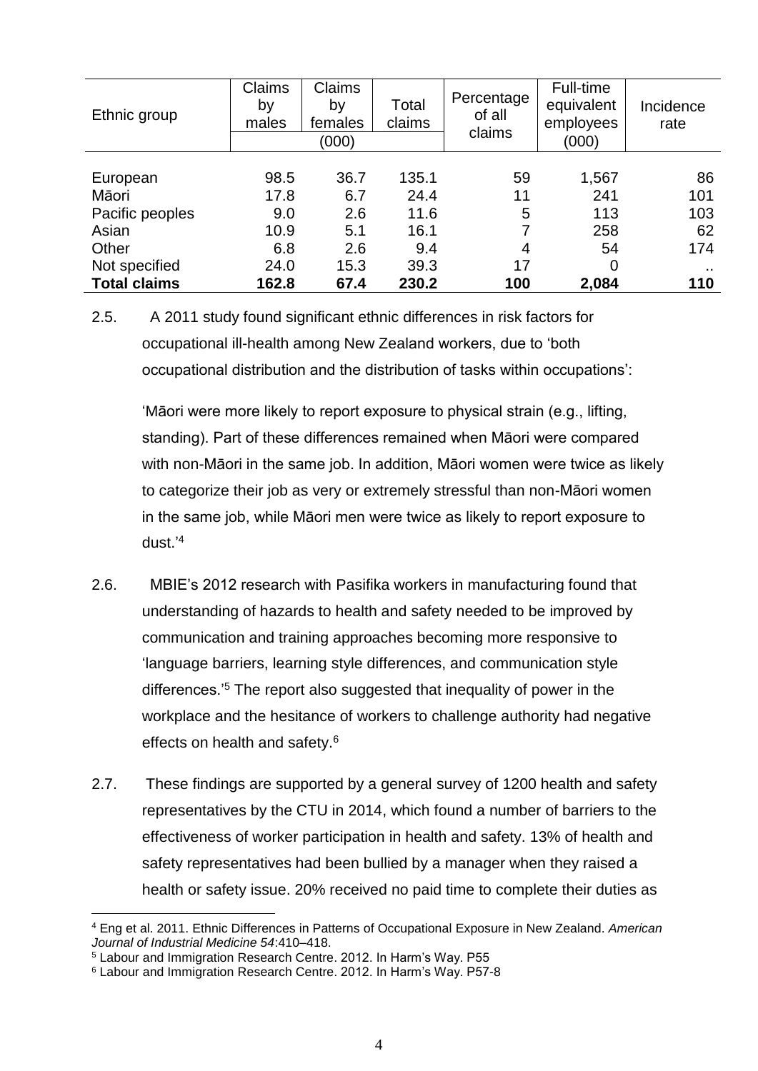| Ethnic group | Claims by males | Claims by females | Total claims | Percentage of all claims | Full-time equivalent employees | Incidence rate |
|---|---|---|---|---|---|---|
| | (000) | | | | (000) | |
| European | 98.5 | 36.7 | 135.1 | 59 | 1,567 | 86 |
| Māori | 17.8 | 6.7 | 24.4 | 11 | 241 | 101 |
| Pacific peoples | 9.0 | 2.6 | 11.6 | 5 | 113 | 103 |
| Asian | 10.9 | 5.1 | 16.1 | 7 | 258 | 62 |
| Other | 6.8 | 2.6 | 9.4 | 4 | 54 | 174 |
| Not specified | 24.0 | 15.3 | 39.3 | 17 | 0 | .. |
| **Total claims** | **162.8** | **67.4** | **230.2** | **100** | **2,084** | **110** |

2.5. A 2011 study found significant ethnic differences in risk factors for occupational ill-health among New Zealand workers, due to 'both occupational distribution and the distribution of tasks within occupations':

'Māori were more likely to report exposure to physical strain (e.g., lifting, standing). Part of these differences remained when Māori were compared with non-Māori in the same job. In addition, Māori women were twice as likely to categorize their job as very or extremely stressful than non-Māori women in the same job, while Māori men were twice as likely to report exposure to dust.'[4]

2.6. MBIE's 2012 research with Pasifika workers in manufacturing found that understanding of hazards to health and safety needed to be improved by communication and training approaches becoming more responsive to 'language barriers, learning style differences, and communication style differences.'[5] The report also suggested that inequality of power in the workplace and the hesitance of workers to challenge authority had negative effects on health and safety.[6]

2.7. These findings are supported by a general survey of 1200 health and safety representatives by the CTU in 2014, which found a number of barriers to the effectiveness of worker participation in health and safety. 13% of health and safety representatives had been bullied by a manager when they raised a health or safety issue. 20% received no paid time to complete their duties as

---

[4] Eng et al. 2011. Ethnic Differences in Patterns of Occupational Exposure in New Zealand. *American Journal of Industrial Medicine 54*:410–418.

[5] Labour and Immigration Research Centre. 2012. In Harm's Way. P55

[6] Labour and Immigration Research Centre. 2012. In Harm's Way. P57-8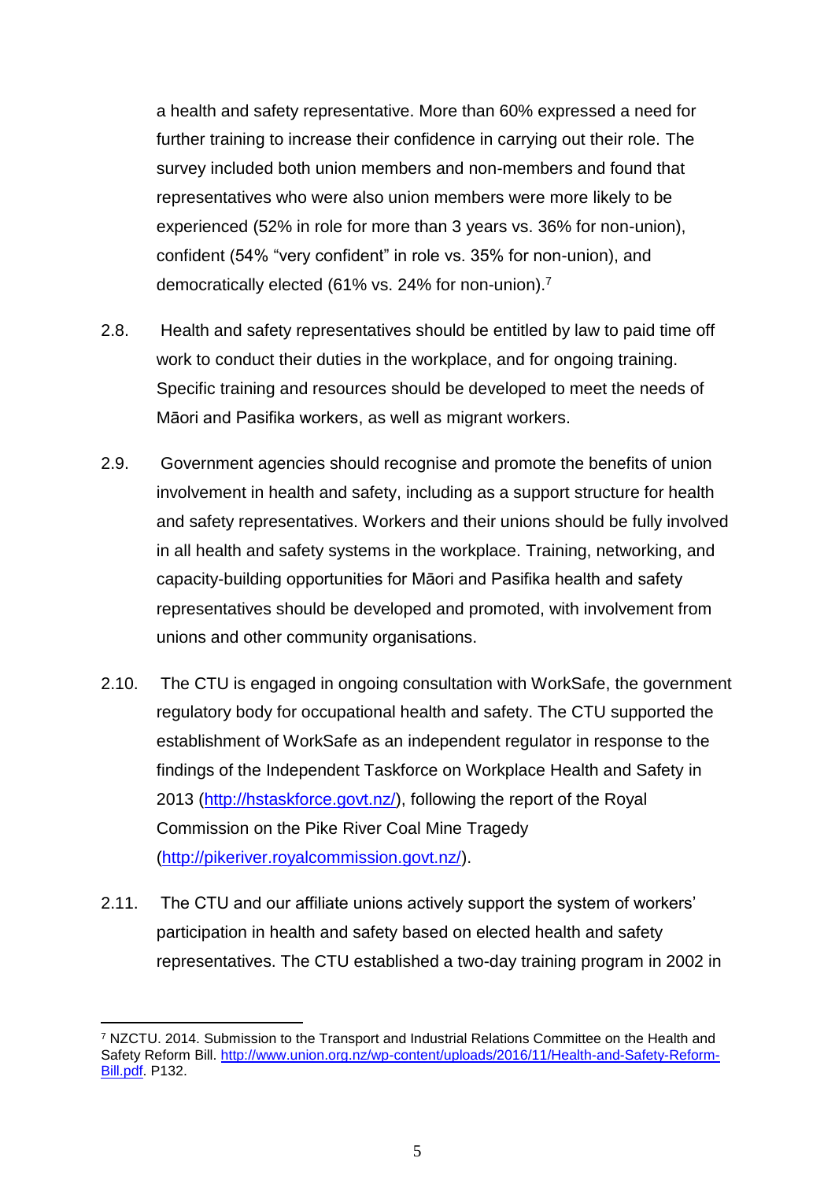a health and safety representative. More than 60% expressed a need for further training to increase their confidence in carrying out their role. The survey included both union members and non-members and found that representatives who were also union members were more likely to be experienced (52% in role for more than 3 years vs. 36% for non-union), confident (54% "very confident" in role vs. 35% for non-union), and democratically elected (61% vs. 24% for non-union).[7]

2.8. Health and safety representatives should be entitled by law to paid time off work to conduct their duties in the workplace, and for ongoing training. Specific training and resources should be developed to meet the needs of Māori and Pasifika workers, as well as migrant workers.

2.9. Government agencies should recognise and promote the benefits of union involvement in health and safety, including as a support structure for health and safety representatives. Workers and their unions should be fully involved in all health and safety systems in the workplace. Training, networking, and capacity-building opportunities for Māori and Pasifika health and safety representatives should be developed and promoted, with involvement from unions and other community organisations.

2.10. The CTU is engaged in ongoing consultation with WorkSafe, the government regulatory body for occupational health and safety. The CTU supported the establishment of WorkSafe as an independent regulator in response to the findings of the Independent Taskforce on Workplace Health and Safety in 2013 (http://hstaskforce.govt.nz/), following the report of the Royal Commission on the Pike River Coal Mine Tragedy (http://pikeriver.royalcommission.govt.nz/).

2.11. The CTU and our affiliate unions actively support the system of workers' participation in health and safety based on elected health and safety representatives. The CTU established a two-day training program in 2002 in

[7] NZCTU. 2014. Submission to the Transport and Industrial Relations Committee on the Health and Safety Reform Bill. http://www.union.org.nz/wp-content/uploads/2016/11/Health-and-Safety-Reform-Bill.pdf. P132.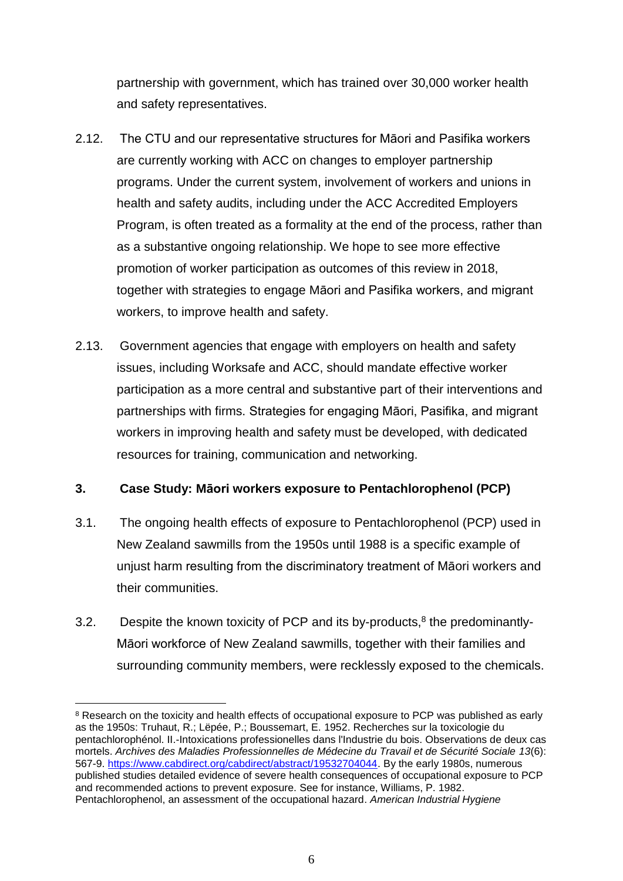partnership with government, which has trained over 30,000 worker health and safety representatives.

2.12. The CTU and our representative structures for Māori and Pasifika workers are currently working with ACC on changes to employer partnership programs. Under the current system, involvement of workers and unions in health and safety audits, including under the ACC Accredited Employers Program, is often treated as a formality at the end of the process, rather than as a substantive ongoing relationship. We hope to see more effective promotion of worker participation as outcomes of this review in 2018, together with strategies to engage Māori and Pasifika workers, and migrant workers, to improve health and safety.

2.13. Government agencies that engage with employers on health and safety issues, including Worksafe and ACC, should mandate effective worker participation as a more central and substantive part of their interventions and partnerships with firms. Strategies for engaging Māori, Pasifika, and migrant workers in improving health and safety must be developed, with dedicated resources for training, communication and networking.

## 3. Case Study: Māori workers exposure to Pentachlorophenol (PCP)

3.1. The ongoing health effects of exposure to Pentachlorophenol (PCP) used in New Zealand sawmills from the 1950s until 1988 is a specific example of unjust harm resulting from the discriminatory treatment of Māori workers and their communities.

3.2. Despite the known toxicity of PCP and its by-products,[8] the predominantly-Māori workforce of New Zealand sawmills, together with their families and surrounding community members, were recklessly exposed to the chemicals.

---

[8] Research on the toxicity and health effects of occupational exposure to PCP was published as early as the 1950s: Truhaut, R.; Lëpée, P.; Boussemart, E. 1952. Recherches sur la toxicologie du pentachlorophénol. II.-Intoxications professionelles dans l'Industrie du bois. Observations de deux cas mortels. *Archives des Maladies Professionnelles de Médecine du Travail et de Sécurité Sociale 13*(6): 567-9. https://www.cabdirect.org/cabdirect/abstract/19532704044. By the early 1980s, numerous published studies detailed evidence of severe health consequences of occupational exposure to PCP and recommended actions to prevent exposure. See for instance, Williams, P. 1982. Pentachlorophenol, an assessment of the occupational hazard. *American Industrial Hygiene*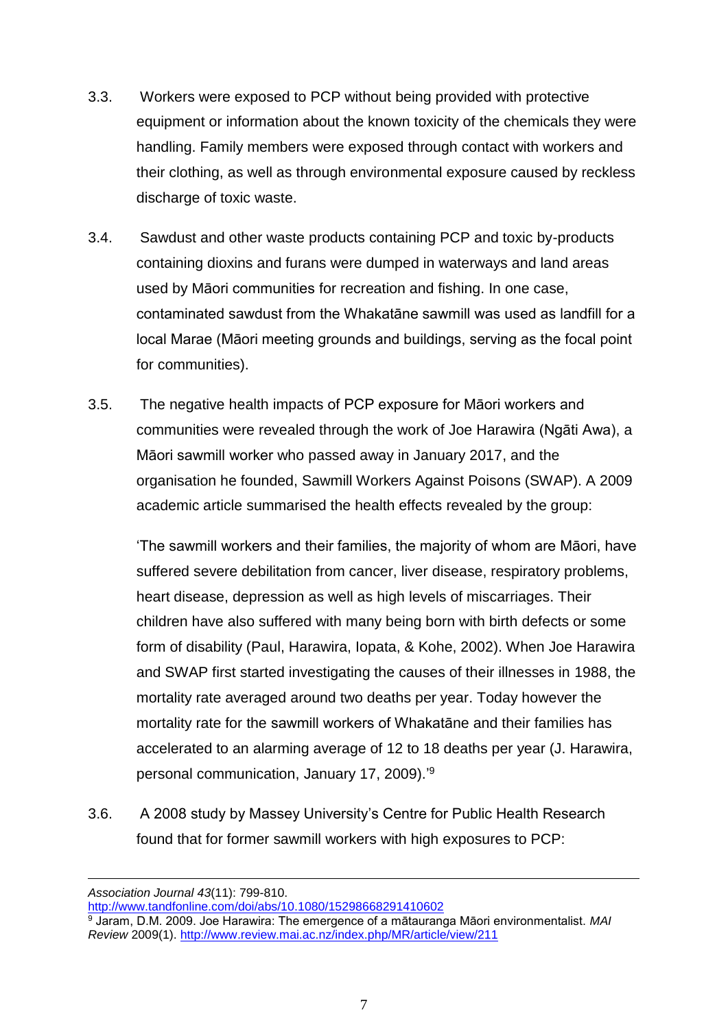3.3. Workers were exposed to PCP without being provided with protective equipment or information about the known toxicity of the chemicals they were handling. Family members were exposed through contact with workers and their clothing, as well as through environmental exposure caused by reckless discharge of toxic waste.

3.4. Sawdust and other waste products containing PCP and toxic by-products containing dioxins and furans were dumped in waterways and land areas used by Māori communities for recreation and fishing. In one case, contaminated sawdust from the Whakatāne sawmill was used as landfill for a local Marae (Māori meeting grounds and buildings, serving as the focal point for communities).

3.5. The negative health impacts of PCP exposure for Māori workers and communities were revealed through the work of Joe Harawira (Ngāti Awa), a Māori sawmill worker who passed away in January 2017, and the organisation he founded, Sawmill Workers Against Poisons (SWAP). A 2009 academic article summarised the health effects revealed by the group:

> 'The sawmill workers and their families, the majority of whom are Māori, have suffered severe debilitation from cancer, liver disease, respiratory problems, heart disease, depression as well as high levels of miscarriages. Their children have also suffered with many being born with birth defects or some form of disability (Paul, Harawira, Iopata, & Kohe, 2002). When Joe Harawira and SWAP first started investigating the causes of their illnesses in 1988, the mortality rate averaged around two deaths per year. Today however the mortality rate for the sawmill workers of Whakatāne and their families has accelerated to an alarming average of 12 to 18 deaths per year (J. Harawira, personal communication, January 17, 2009).'[9]

3.6. A 2008 study by Massey University's Centre for Public Health Research found that for former sawmill workers with high exposures to PCP:

---

*Association Journal 43*(11): 799-810. http://www.tandfonline.com/doi/abs/10.1080/15298668291410602

[9] Jaram, D.M. 2009. Joe Harawira: The emergence of a mātauranga Māori environmentalist. *MAI Review* 2009(1). http://www.review.mai.ac.nz/index.php/MR/article/view/211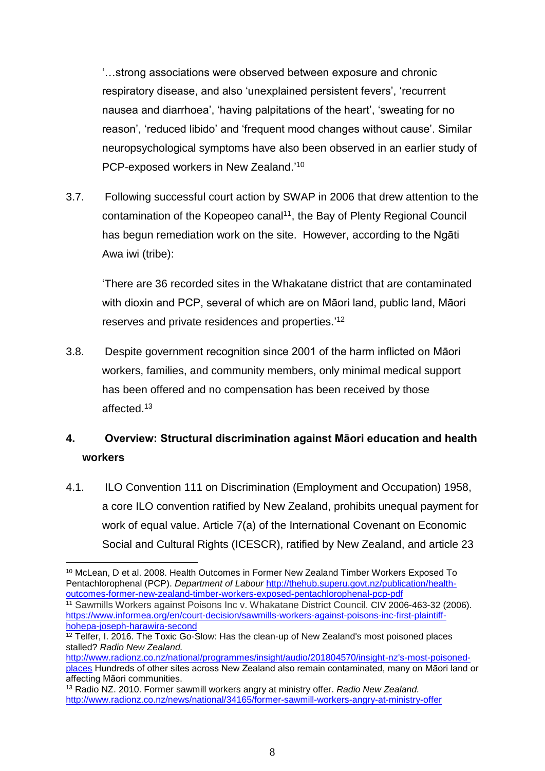'…strong associations were observed between exposure and chronic respiratory disease, and also 'unexplained persistent fevers', 'recurrent nausea and diarrhoea', 'having palpitations of the heart', 'sweating for no reason', 'reduced libido' and 'frequent mood changes without cause'. Similar neuropsychological symptoms have also been observed in an earlier study of PCP-exposed workers in New Zealand.'[10]

3.7. Following successful court action by SWAP in 2006 that drew attention to the contamination of the Kopeopeo canal[11], the Bay of Plenty Regional Council has begun remediation work on the site. However, according to the Ngāti Awa iwi (tribe):

'There are 36 recorded sites in the Whakatane district that are contaminated with dioxin and PCP, several of which are on Māori land, public land, Māori reserves and private residences and properties.'[12]

3.8. Despite government recognition since 2001 of the harm inflicted on Māori workers, families, and community members, only minimal medical support has been offered and no compensation has been received by those affected.[13]

## 4. Overview: Structural discrimination against Māori education and health workers

4.1. ILO Convention 111 on Discrimination (Employment and Occupation) 1958, a core ILO convention ratified by New Zealand, prohibits unequal payment for work of equal value. Article 7(a) of the International Covenant on Economic Social and Cultural Rights (ICESCR), ratified by New Zealand, and article 23

---

[10] McLean, D et al. 2008. Health Outcomes in Former New Zealand Timber Workers Exposed To Pentachlorophenal (PCP). *Department of Labour* http://thehub.superu.govt.nz/publication/health-outcomes-former-new-zealand-timber-workers-exposed-pentachlorophenal-pcp-pdf

[11] Sawmills Workers against Poisons Inc v. Whakatane District Council. CIV 2006-463-32 (2006). https://www.informea.org/en/court-decision/sawmills-workers-against-poisons-inc-first-plaintiff-hohepa-joseph-harawira-second

[12] Telfer, I. 2016. The Toxic Go-Slow: Has the clean-up of New Zealand's most poisoned places stalled? *Radio New Zealand.* http://www.radionz.co.nz/national/programmes/insight/audio/201804570/insight-nz's-most-poisoned-places Hundreds of other sites across New Zealand also remain contaminated, many on Māori land or affecting Māori communities.

[13] Radio NZ. 2010. Former sawmill workers angry at ministry offer. *Radio New Zealand.* http://www.radionz.co.nz/news/national/34165/former-sawmill-workers-angry-at-ministry-offer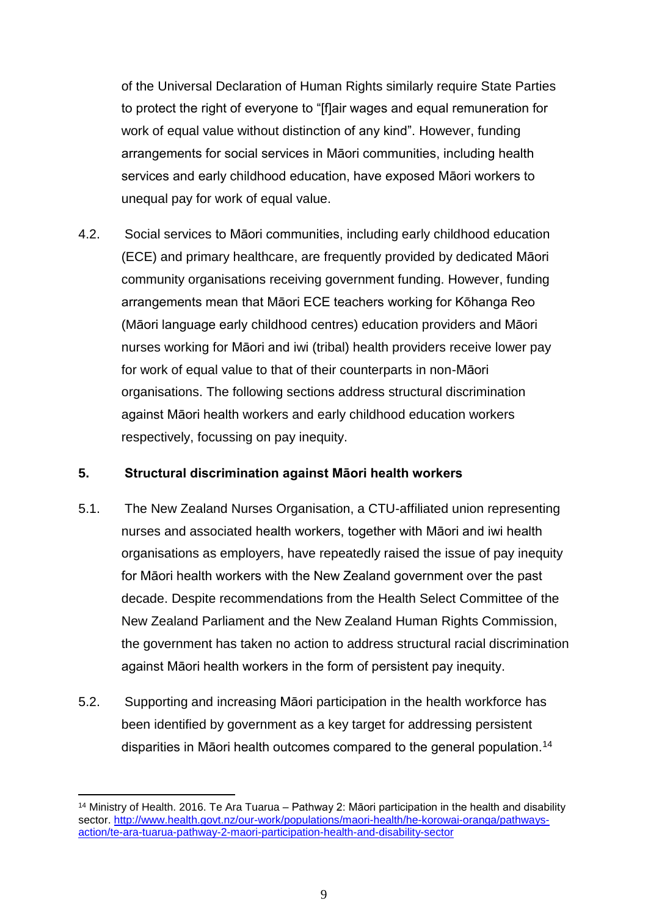of the Universal Declaration of Human Rights similarly require State Parties to protect the right of everyone to "[f]air wages and equal remuneration for work of equal value without distinction of any kind". However, funding arrangements for social services in Māori communities, including health services and early childhood education, have exposed Māori workers to unequal pay for work of equal value.

4.2. Social services to Māori communities, including early childhood education (ECE) and primary healthcare, are frequently provided by dedicated Māori community organisations receiving government funding. However, funding arrangements mean that Māori ECE teachers working for Kōhanga Reo (Māori language early childhood centres) education providers and Māori nurses working for Māori and iwi (tribal) health providers receive lower pay for work of equal value to that of their counterparts in non-Māori organisations. The following sections address structural discrimination against Māori health workers and early childhood education workers respectively, focussing on pay inequity.

## 5. Structural discrimination against Māori health workers

5.1. The New Zealand Nurses Organisation, a CTU-affiliated union representing nurses and associated health workers, together with Māori and iwi health organisations as employers, have repeatedly raised the issue of pay inequity for Māori health workers with the New Zealand government over the past decade. Despite recommendations from the Health Select Committee of the New Zealand Parliament and the New Zealand Human Rights Commission, the government has taken no action to address structural racial discrimination against Māori health workers in the form of persistent pay inequity.

5.2. Supporting and increasing Māori participation in the health workforce has been identified by government as a key target for addressing persistent disparities in Māori health outcomes compared to the general population.[14]

---

[14] Ministry of Health. 2016. Te Ara Tuarua – Pathway 2: Māori participation in the health and disability sector. http://www.health.govt.nz/our-work/populations/maori-health/he-korowai-oranga/pathways-action/te-ara-tuarua-pathway-2-maori-participation-health-and-disability-sector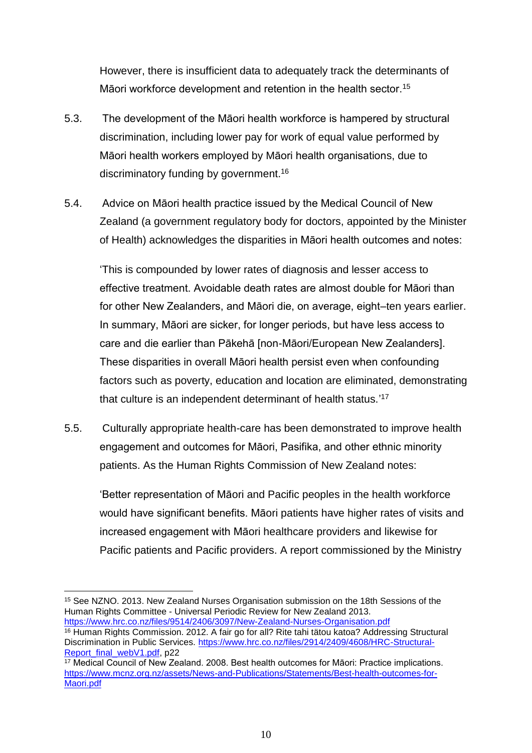However, there is insufficient data to adequately track the determinants of Māori workforce development and retention in the health sector.[15]

5.3. The development of the Māori health workforce is hampered by structural discrimination, including lower pay for work of equal value performed by Māori health workers employed by Māori health organisations, due to discriminatory funding by government.[16]

5.4. Advice on Māori health practice issued by the Medical Council of New Zealand (a government regulatory body for doctors, appointed by the Minister of Health) acknowledges the disparities in Māori health outcomes and notes:

> 'This is compounded by lower rates of diagnosis and lesser access to effective treatment. Avoidable death rates are almost double for Māori than for other New Zealanders, and Māori die, on average, eight–ten years earlier. In summary, Māori are sicker, for longer periods, but have less access to care and die earlier than Pākehā [non-Māori/European New Zealanders]. These disparities in overall Māori health persist even when confounding factors such as poverty, education and location are eliminated, demonstrating that culture is an independent determinant of health status.'[17]

5.5. Culturally appropriate health-care has been demonstrated to improve health engagement and outcomes for Māori, Pasifika, and other ethnic minority patients. As the Human Rights Commission of New Zealand notes:

> 'Better representation of Māori and Pacific peoples in the health workforce would have significant benefits. Māori patients have higher rates of visits and increased engagement with Māori healthcare providers and likewise for Pacific patients and Pacific providers. A report commissioned by the Ministry

---

[15] See NZNO. 2013. New Zealand Nurses Organisation submission on the 18th Sessions of the Human Rights Committee - Universal Periodic Review for New Zealand 2013. https://www.hrc.co.nz/files/9514/2406/3097/New-Zealand-Nurses-Organisation.pdf

[16] Human Rights Commission. 2012. A fair go for all? Rite tahi tātou katoa? Addressing Structural Discrimination in Public Services. https://www.hrc.co.nz/files/2914/2409/4608/HRC-Structural-Report_final_webV1.pdf, p22

[17] Medical Council of New Zealand. 2008. Best health outcomes for Māori: Practice implications. https://www.mcnz.org.nz/assets/News-and-Publications/Statements/Best-health-outcomes-for-Maori.pdf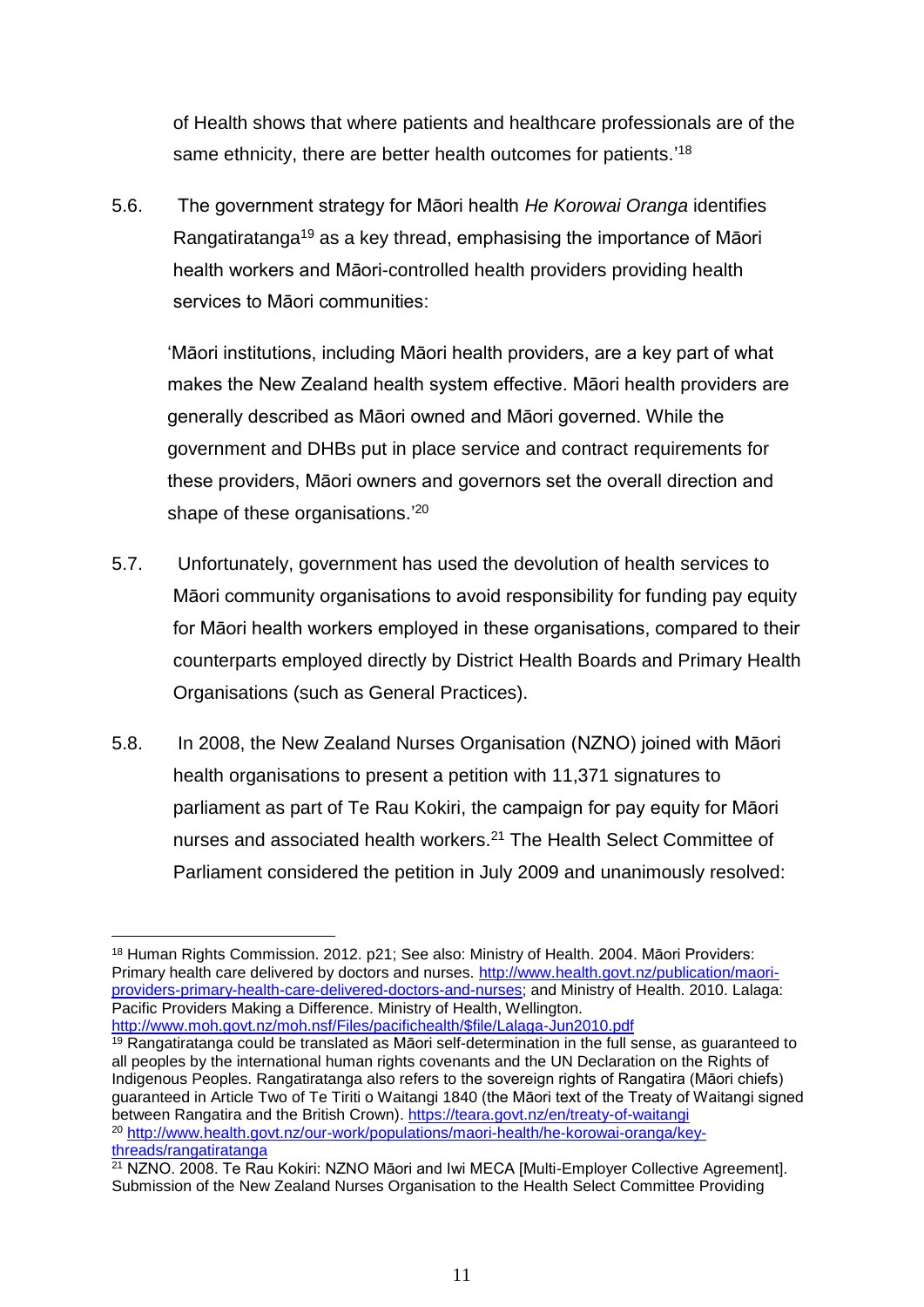of Health shows that where patients and healthcare professionals are of the same ethnicity, there are better health outcomes for patients.'[18]

5.6. The government strategy for Māori health *He Korowai Oranga* identifies Rangatiratanga[19] as a key thread, emphasising the importance of Māori health workers and Māori-controlled health providers providing health services to Māori communities:

> 'Māori institutions, including Māori health providers, are a key part of what makes the New Zealand health system effective. Māori health providers are generally described as Māori owned and Māori governed. While the government and DHBs put in place service and contract requirements for these providers, Māori owners and governors set the overall direction and shape of these organisations.'[20]

5.7. Unfortunately, government has used the devolution of health services to Māori community organisations to avoid responsibility for funding pay equity for Māori health workers employed in these organisations, compared to their counterparts employed directly by District Health Boards and Primary Health Organisations (such as General Practices).

5.8. In 2008, the New Zealand Nurses Organisation (NZNO) joined with Māori health organisations to present a petition with 11,371 signatures to parliament as part of Te Rau Kokiri, the campaign for pay equity for Māori nurses and associated health workers.[21] The Health Select Committee of Parliament considered the petition in July 2009 and unanimously resolved:

---

[18] Human Rights Commission. 2012. p21; See also: Ministry of Health. 2004. Māori Providers: Primary health care delivered by doctors and nurses. http://www.health.govt.nz/publication/maori-providers-primary-health-care-delivered-doctors-and-nurses; and Ministry of Health. 2010. Lalaga: Pacific Providers Making a Difference. Ministry of Health, Wellington. http://www.moh.govt.nz/moh.nsf/Files/pacifichealth/$file/Lalaga-Jun2010.pdf

[19] Rangatiratanga could be translated as Māori self-determination in the full sense, as guaranteed to all peoples by the international human rights covenants and the UN Declaration on the Rights of Indigenous Peoples. Rangatiratanga also refers to the sovereign rights of Rangatira (Māori chiefs) guaranteed in Article Two of Te Tiriti o Waitangi 1840 (the Māori text of the Treaty of Waitangi signed between Rangatira and the British Crown). https://teara.govt.nz/en/treaty-of-waitangi

[20] http://www.health.govt.nz/our-work/populations/maori-health/he-korowai-oranga/key-threads/rangatiratanga

[21] NZNO. 2008. Te Rau Kokiri: NZNO Māori and Iwi MECA [Multi-Employer Collective Agreement]. Submission of the New Zealand Nurses Organisation to the Health Select Committee Providing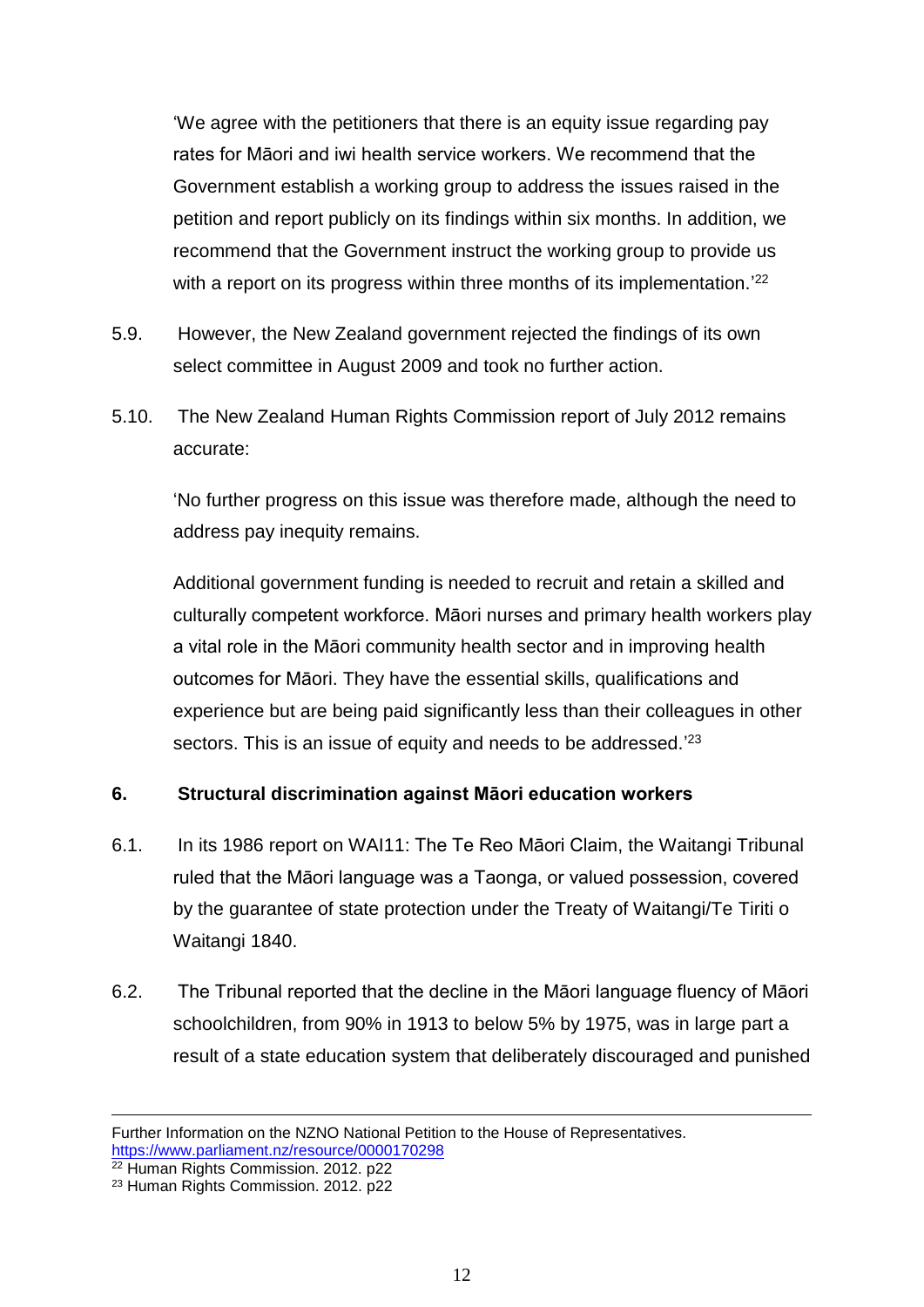'We agree with the petitioners that there is an equity issue regarding pay rates for Māori and iwi health service workers. We recommend that the Government establish a working group to address the issues raised in the petition and report publicly on its findings within six months. In addition, we recommend that the Government instruct the working group to provide us with a report on its progress within three months of its implementation.'[22]

5.9. However, the New Zealand government rejected the findings of its own select committee in August 2009 and took no further action.

5.10. The New Zealand Human Rights Commission report of July 2012 remains accurate:

'No further progress on this issue was therefore made, although the need to address pay inequity remains.

Additional government funding is needed to recruit and retain a skilled and culturally competent workforce. Māori nurses and primary health workers play a vital role in the Māori community health sector and in improving health outcomes for Māori. They have the essential skills, qualifications and experience but are being paid significantly less than their colleagues in other sectors. This is an issue of equity and needs to be addressed.'[23]

## 6. Structural discrimination against Māori education workers

6.1. In its 1986 report on WAI11: The Te Reo Māori Claim, the Waitangi Tribunal ruled that the Māori language was a Taonga, or valued possession, covered by the guarantee of state protection under the Treaty of Waitangi/Te Tiriti o Waitangi 1840.

6.2. The Tribunal reported that the decline in the Māori language fluency of Māori schoolchildren, from 90% in 1913 to below 5% by 1975, was in large part a result of a state education system that deliberately discouraged and punished

---

Further Information on the NZNO National Petition to the House of Representatives. https://www.parliament.nz/resource/0000170298

[22] Human Rights Commission. 2012. p22

[23] Human Rights Commission. 2012. p22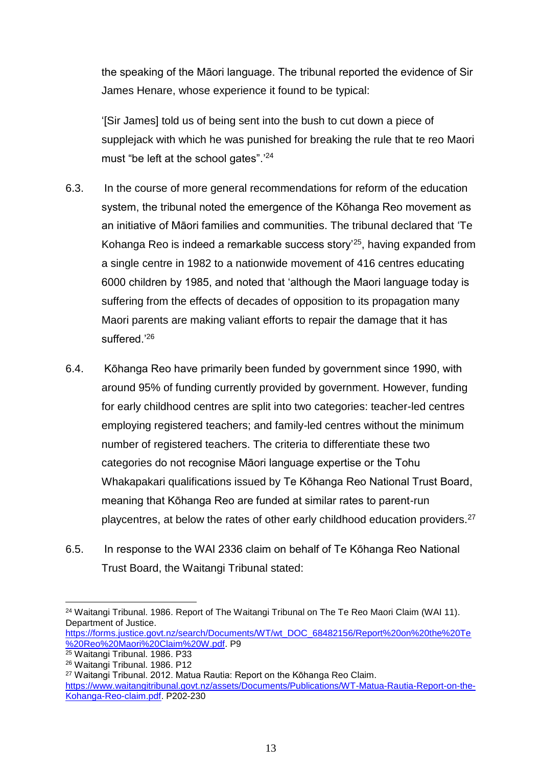the speaking of the Māori language. The tribunal reported the evidence of Sir James Henare, whose experience it found to be typical:

> '[Sir James] told us of being sent into the bush to cut down a piece of supplejack with which he was punished for breaking the rule that te reo Maori must "be left at the school gates".'[24]

6.3. In the course of more general recommendations for reform of the education system, the tribunal noted the emergence of the Kōhanga Reo movement as an initiative of Māori families and communities. The tribunal declared that 'Te Kohanga Reo is indeed a remarkable success story'[25], having expanded from a single centre in 1982 to a nationwide movement of 416 centres educating 6000 children by 1985, and noted that 'although the Maori language today is suffering from the effects of decades of opposition to its propagation many Maori parents are making valiant efforts to repair the damage that it has suffered.'[26]

6.4. Kōhanga Reo have primarily been funded by government since 1990, with around 95% of funding currently provided by government. However, funding for early childhood centres are split into two categories: teacher-led centres employing registered teachers; and family-led centres without the minimum number of registered teachers. The criteria to differentiate these two categories do not recognise Māori language expertise or the Tohu Whakapakari qualifications issued by Te Kōhanga Reo National Trust Board, meaning that Kōhanga Reo are funded at similar rates to parent-run playcentres, at below the rates of other early childhood education providers.[27]

6.5. In response to the WAI 2336 claim on behalf of Te Kōhanga Reo National Trust Board, the Waitangi Tribunal stated:

---

[24] Waitangi Tribunal. 1986. Report of The Waitangi Tribunal on The Te Reo Maori Claim (WAI 11). Department of Justice. https://forms.justice.govt.nz/search/Documents/WT/wt_DOC_68482156/Report%20on%20the%20Te%20Reo%20Maori%20Claim%20W.pdf. P9

[25] Waitangi Tribunal. 1986. P33

[26] Waitangi Tribunal. 1986. P12

[27] Waitangi Tribunal. 2012. Matua Rautia: Report on the Kōhanga Reo Claim. https://www.waitangitribunal.govt.nz/assets/Documents/Publications/WT-Matua-Rautia-Report-on-the-Kohanga-Reo-claim.pdf. P202-230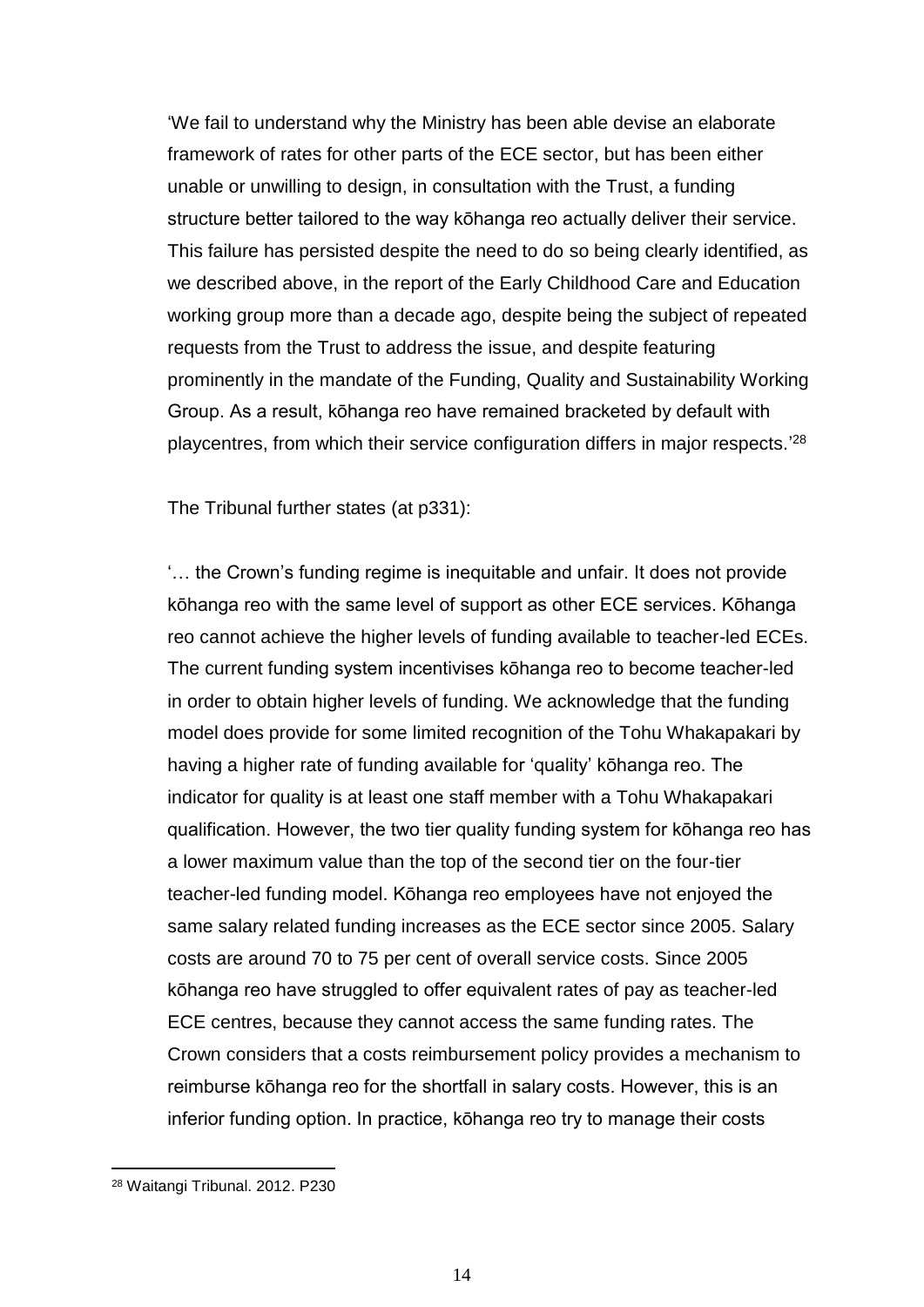'We fail to understand why the Ministry has been able devise an elaborate framework of rates for other parts of the ECE sector, but has been either unable or unwilling to design, in consultation with the Trust, a funding structure better tailored to the way kōhanga reo actually deliver their service. This failure has persisted despite the need to do so being clearly identified, as we described above, in the report of the Early Childhood Care and Education working group more than a decade ago, despite being the subject of repeated requests from the Trust to address the issue, and despite featuring prominently in the mandate of the Funding, Quality and Sustainability Working Group. As a result, kōhanga reo have remained bracketed by default with playcentres, from which their service configuration differs in major respects.'[28]

The Tribunal further states (at p331):

'… the Crown's funding regime is inequitable and unfair. It does not provide kōhanga reo with the same level of support as other ECE services. Kōhanga reo cannot achieve the higher levels of funding available to teacher-led ECEs. The current funding system incentivises kōhanga reo to become teacher-led in order to obtain higher levels of funding. We acknowledge that the funding model does provide for some limited recognition of the Tohu Whakapakari by having a higher rate of funding available for 'quality' kōhanga reo. The indicator for quality is at least one staff member with a Tohu Whakapakari qualification. However, the two tier quality funding system for kōhanga reo has a lower maximum value than the top of the second tier on the four-tier teacher-led funding model. Kōhanga reo employees have not enjoyed the same salary related funding increases as the ECE sector since 2005. Salary costs are around 70 to 75 per cent of overall service costs. Since 2005 kōhanga reo have struggled to offer equivalent rates of pay as teacher-led ECE centres, because they cannot access the same funding rates. The Crown considers that a costs reimbursement policy provides a mechanism to reimburse kōhanga reo for the shortfall in salary costs. However, this is an inferior funding option. In practice, kōhanga reo try to manage their costs

[28] Waitangi Tribunal. 2012. P230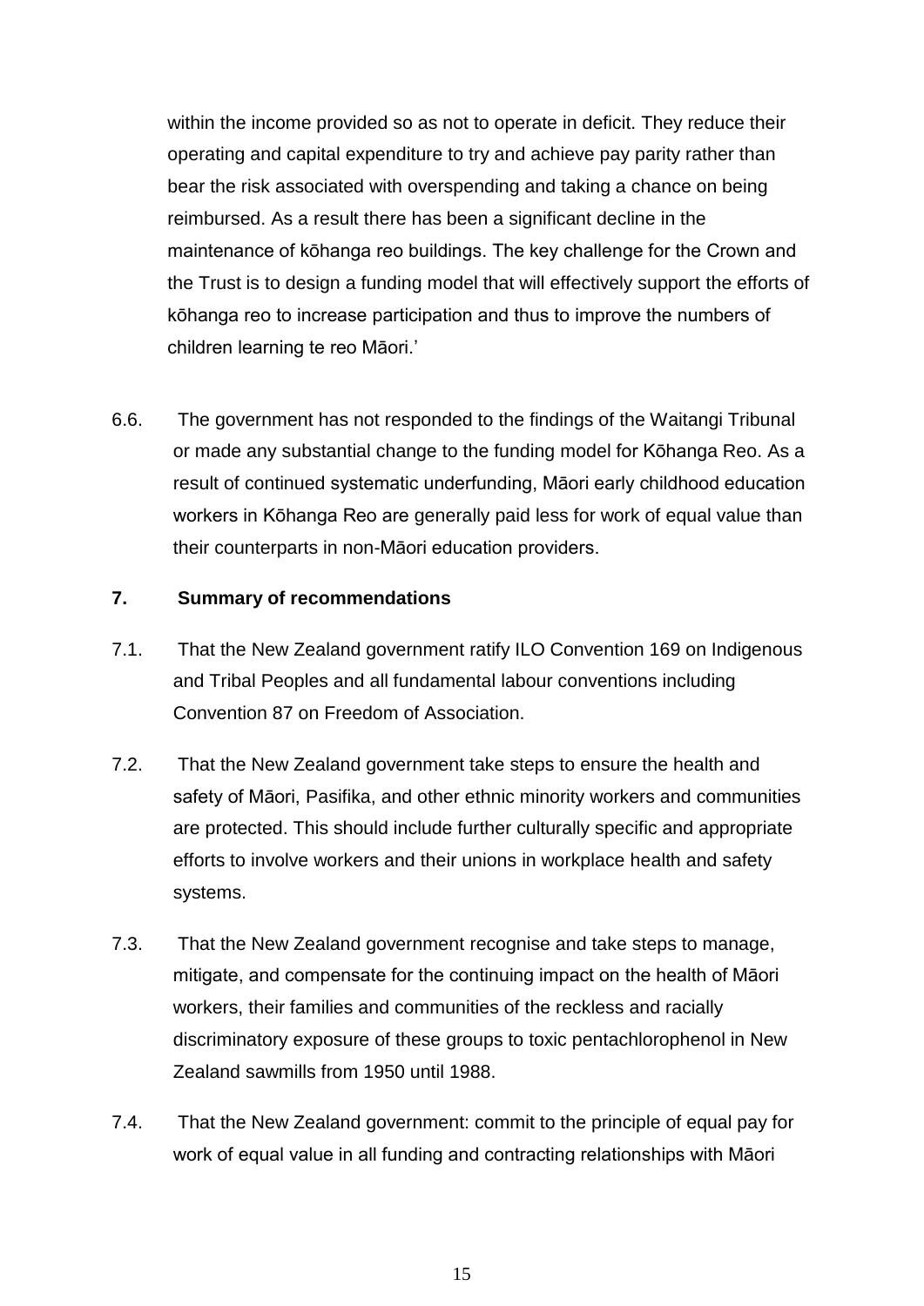within the income provided so as not to operate in deficit. They reduce their operating and capital expenditure to try and achieve pay parity rather than bear the risk associated with overspending and taking a chance on being reimbursed. As a result there has been a significant decline in the maintenance of kōhanga reo buildings. The key challenge for the Crown and the Trust is to design a funding model that will effectively support the efforts of kōhanga reo to increase participation and thus to improve the numbers of children learning te reo Māori.'

6.6. The government has not responded to the findings of the Waitangi Tribunal or made any substantial change to the funding model for Kōhanga Reo. As a result of continued systematic underfunding, Māori early childhood education workers in Kōhanga Reo are generally paid less for work of equal value than their counterparts in non-Māori education providers.

## 7. Summary of recommendations

7.1. That the New Zealand government ratify ILO Convention 169 on Indigenous and Tribal Peoples and all fundamental labour conventions including Convention 87 on Freedom of Association.

7.2. That the New Zealand government take steps to ensure the health and safety of Māori, Pasifika, and other ethnic minority workers and communities are protected. This should include further culturally specific and appropriate efforts to involve workers and their unions in workplace health and safety systems.

7.3. That the New Zealand government recognise and take steps to manage, mitigate, and compensate for the continuing impact on the health of Māori workers, their families and communities of the reckless and racially discriminatory exposure of these groups to toxic pentachlorophenol in New Zealand sawmills from 1950 until 1988.

7.4. That the New Zealand government: commit to the principle of equal pay for work of equal value in all funding and contracting relationships with Māori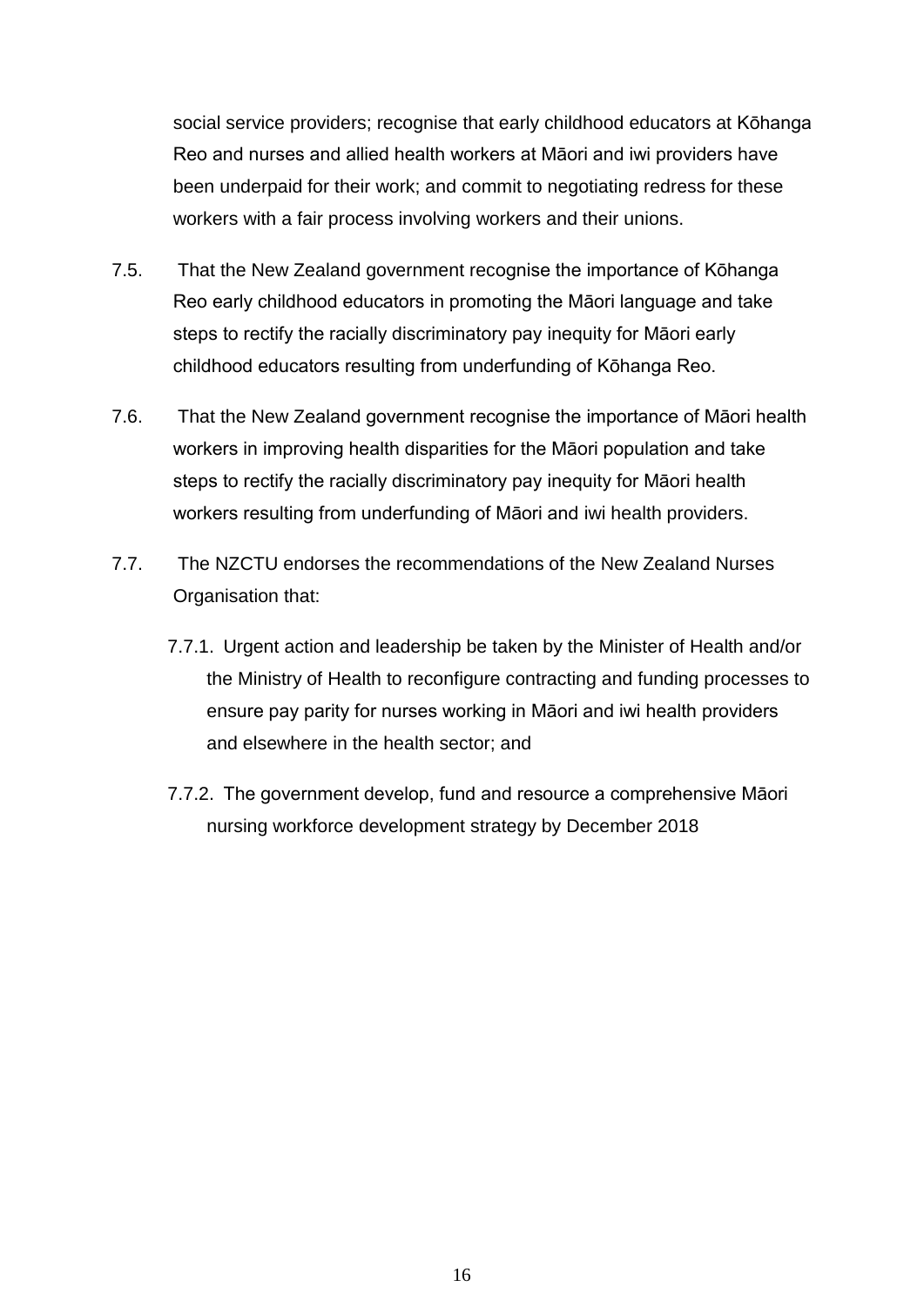social service providers; recognise that early childhood educators at Kōhanga Reo and nurses and allied health workers at Māori and iwi providers have been underpaid for their work; and commit to negotiating redress for these workers with a fair process involving workers and their unions.

7.5. That the New Zealand government recognise the importance of Kōhanga Reo early childhood educators in promoting the Māori language and take steps to rectify the racially discriminatory pay inequity for Māori early childhood educators resulting from underfunding of Kōhanga Reo.

7.6. That the New Zealand government recognise the importance of Māori health workers in improving health disparities for the Māori population and take steps to rectify the racially discriminatory pay inequity for Māori health workers resulting from underfunding of Māori and iwi health providers.

7.7. The NZCTU endorses the recommendations of the New Zealand Nurses Organisation that:

  7.7.1. Urgent action and leadership be taken by the Minister of Health and/or the Ministry of Health to reconfigure contracting and funding processes to ensure pay parity for nurses working in Māori and iwi health providers and elsewhere in the health sector; and

  7.7.2. The government develop, fund and resource a comprehensive Māori nursing workforce development strategy by December 2018